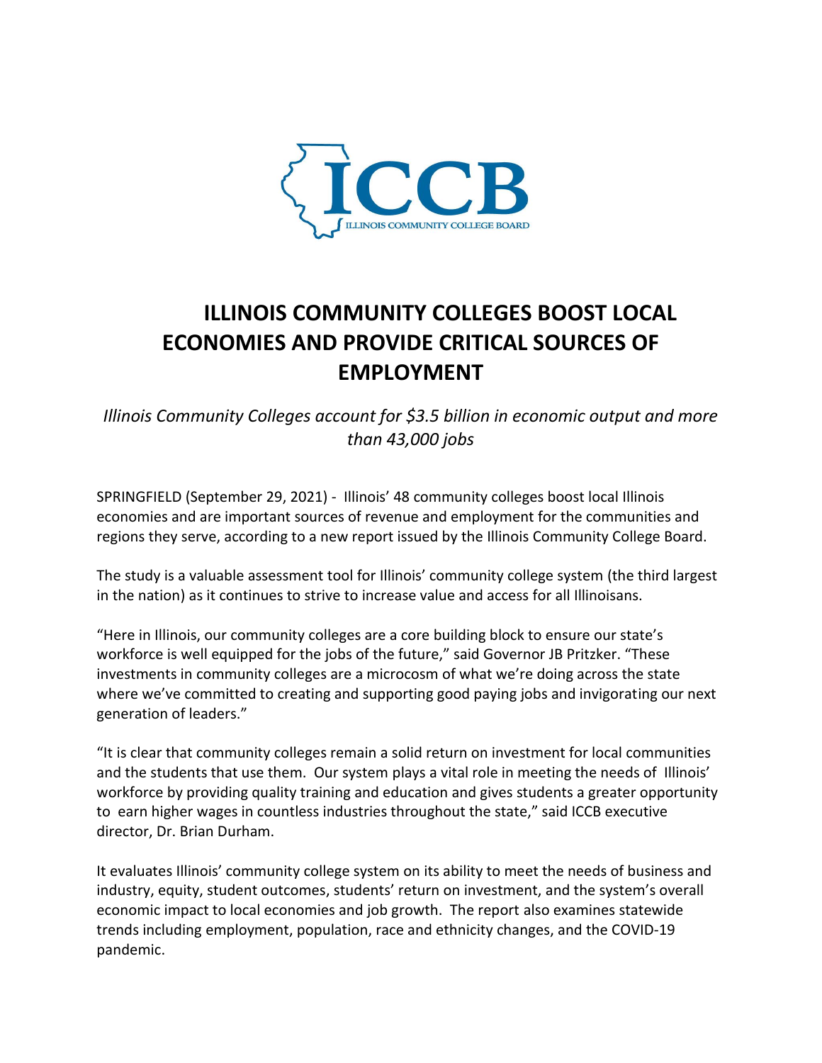# ILLINOIS COMMUNITY COLLEGES BOOST LOCAL ECONOMIES AND PROVIDE CRITICAL SOURCES OF EMPLOYMENT

*Illinois Community Colleges account for $3.5 billion in economic output and more than 43,000 jobs*

SPRINGFIELD (September 29, 2021) - Illinois' 48 community colleges boost local Illinois economies and are important sources of revenue and employment for the communities and regions they serve, according to a new report issued by the Illinois Community College Board.

The study is a valuable assessment tool for Illinois' community college system (the third largest in the nation) as it continues to strive to increase value and access for all Illinoisans.

"Here in Illinois, our community colleges are a core building block to ensure our state's workforce is well equipped for the jobs of the future," said Governor JB Pritzker. "These investments in community colleges are a microcosm of what we're doing across the state where we've committed to creating and supporting good paying jobs and invigorating our next generation of leaders."

"It is clear that community colleges remain a solid return on investment for local communities and the students that use them. Our system plays a vital role in meeting the needs of Illinois' workforce by providing quality training and education and gives students a greater opportunity to earn higher wages in countless industries throughout the state," said ICCB executive director, Dr. Brian Durham.

It evaluates Illinois' community college system on its ability to meet the needs of business and industry, equity, student outcomes, students' return on investment, and the system's overall economic impact to local economies and job growth. The report also examines statewide trends including employment, population, race and ethnicity changes, and the COVID-19 pandemic.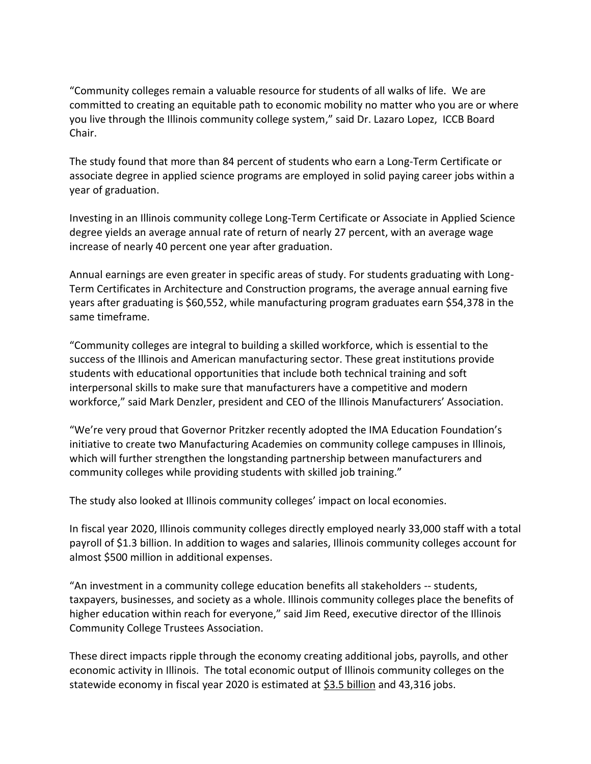"Community colleges remain a valuable resource for students of all walks of life. We are committed to creating an equitable path to economic mobility no matter who you are or where you live through the Illinois community college system," said Dr. Lazaro Lopez, ICCB Board Chair.

The study found that more than 84 percent of students who earn a Long-Term Certificate or associate degree in applied science programs are employed in solid paying career jobs within a year of graduation.

Investing in an Illinois community college Long-Term Certificate or Associate in Applied Science degree yields an average annual rate of return of nearly 27 percent, with an average wage increase of nearly 40 percent one year after graduation.

Annual earnings are even greater in specific areas of study. For students graduating with Long-Term Certificates in Architecture and Construction programs, the average annual earning five years after graduating is $60,552, while manufacturing program graduates earn $54,378 in the same timeframe.

"Community colleges are integral to building a skilled workforce, which is essential to the success of the Illinois and American manufacturing sector. These great institutions provide students with educational opportunities that include both technical training and soft interpersonal skills to make sure that manufacturers have a competitive and modern workforce," said Mark Denzler, president and CEO of the Illinois Manufacturers' Association.

"We're very proud that Governor Pritzker recently adopted the IMA Education Foundation's initiative to create two Manufacturing Academies on community college campuses in Illinois, which will further strengthen the longstanding partnership between manufacturers and community colleges while providing students with skilled job training."

The study also looked at Illinois community colleges' impact on local economies.

In fiscal year 2020, Illinois community colleges directly employed nearly 33,000 staff with a total payroll of $1.3 billion. In addition to wages and salaries, Illinois community colleges account for almost $500 million in additional expenses.

"An investment in a community college education benefits all stakeholders -- students, taxpayers, businesses, and society as a whole. Illinois community colleges place the benefits of higher education within reach for everyone," said Jim Reed, executive director of the Illinois Community College Trustees Association.

These direct impacts ripple through the economy creating additional jobs, payrolls, and other economic activity in Illinois. The total economic output of Illinois community colleges on the statewide economy in fiscal year 2020 is estimated at $3.5 billion and 43,316 jobs.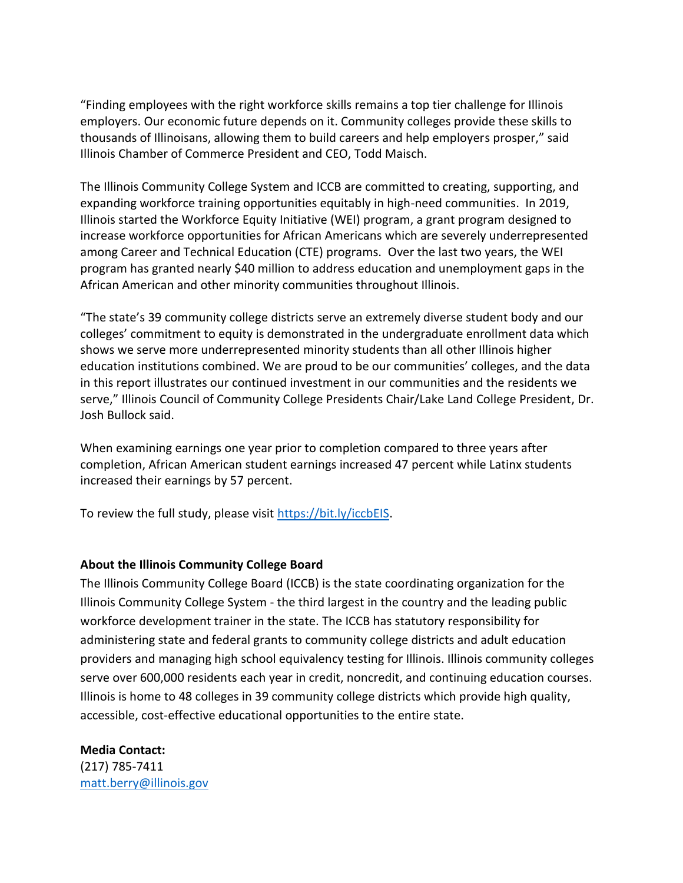"Finding employees with the right workforce skills remains a top tier challenge for Illinois employers. Our economic future depends on it. Community colleges provide these skills to thousands of Illinoisans, allowing them to build careers and help employers prosper," said Illinois Chamber of Commerce President and CEO, Todd Maisch.

The Illinois Community College System and ICCB are committed to creating, supporting, and expanding workforce training opportunities equitably in high-need communities. In 2019, Illinois started the Workforce Equity Initiative (WEI) program, a grant program designed to increase workforce opportunities for African Americans which are severely underrepresented among Career and Technical Education (CTE) programs. Over the last two years, the WEI program has granted nearly $40 million to address education and unemployment gaps in the African American and other minority communities throughout Illinois.

"The state's 39 community college districts serve an extremely diverse student body and our colleges' commitment to equity is demonstrated in the undergraduate enrollment data which shows we serve more underrepresented minority students than all other Illinois higher education institutions combined. We are proud to be our communities' colleges, and the data in this report illustrates our continued investment in our communities and the residents we serve," Illinois Council of Community College Presidents Chair/Lake Land College President, Dr. Josh Bullock said.

When examining earnings one year prior to completion compared to three years after completion, African American student earnings increased 47 percent while Latinx students increased their earnings by 57 percent.

To review the full study, please visit [https://bit.ly/iccbEIS](https://bit.ly/iccbEIS).

**About the Illinois Community College Board**

The Illinois Community College Board (ICCB) is the state coordinating organization for the Illinois Community College System - the third largest in the country and the leading public workforce development trainer in the state. The ICCB has statutory responsibility for administering state and federal grants to community college districts and adult education providers and managing high school equivalency testing for Illinois. Illinois community colleges serve over 600,000 residents each year in credit, noncredit, and continuing education courses. Illinois is home to 48 colleges in 39 community college districts which provide high quality, accessible, cost-effective educational opportunities to the entire state.

**Media Contact:**
(217) 785-7411
[matt.berry@illinois.gov](mailto:matt.berry@illinois.gov)